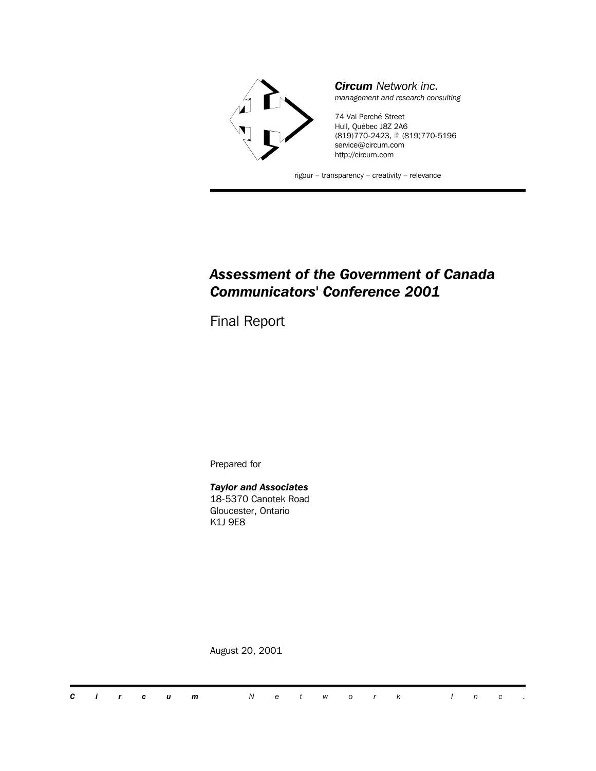***Circum*** *Network inc.*
*management and research consulting*

74 Val Perché Street
Hull, Québec J8Z 2A6
(819)770-2423, 🖹 (819)770-5196
service@circum.com
http://circum.com

rigour – transparency – creativity – relevance

# *Assessment of the Government of Canada Communicators' Conference 2001*

Final Report

Prepared for

***Taylor and Associates***
18-5370 Canotek Road
Gloucester, Ontario
K1J 9E8

August 20, 2001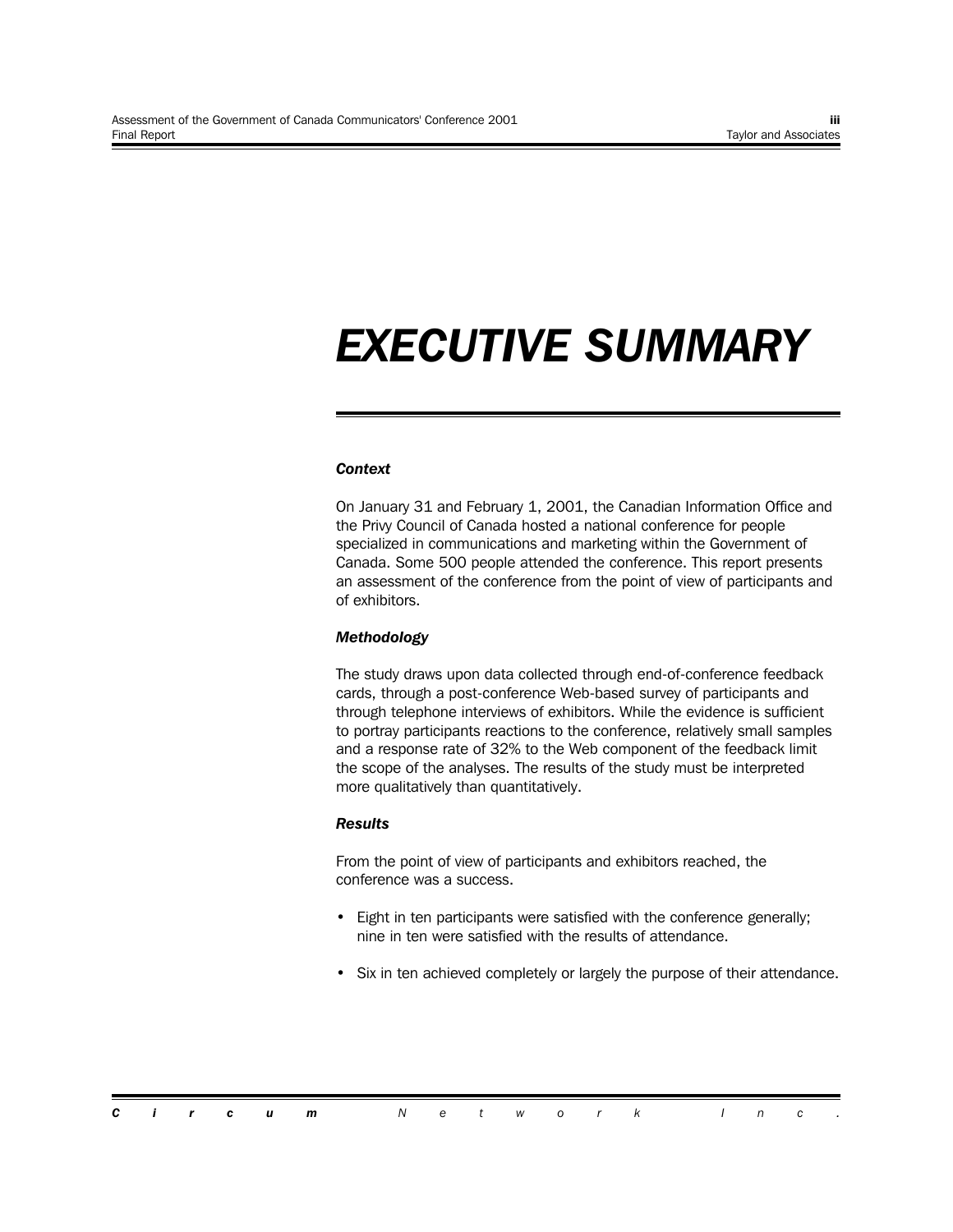# EXECUTIVE SUMMARY

***Context***

On January 31 and February 1, 2001, the Canadian Information Office and the Privy Council of Canada hosted a national conference for people specialized in communications and marketing within the Government of Canada. Some 500 people attended the conference. This report presents an assessment of the conference from the point of view of participants and of exhibitors.

***Methodology***

The study draws upon data collected through end-of-conference feedback cards, through a post-conference Web-based survey of participants and through telephone interviews of exhibitors. While the evidence is sufficient to portray participants reactions to the conference, relatively small samples and a response rate of 32% to the Web component of the feedback limit the scope of the analyses. The results of the study must be interpreted more qualitatively than quantitatively.

***Results***

From the point of view of participants and exhibitors reached, the conference was a success.

- Eight in ten participants were satisfied with the conference generally; nine in ten were satisfied with the results of attendance.
- Six in ten achieved completely or largely the purpose of their attendance.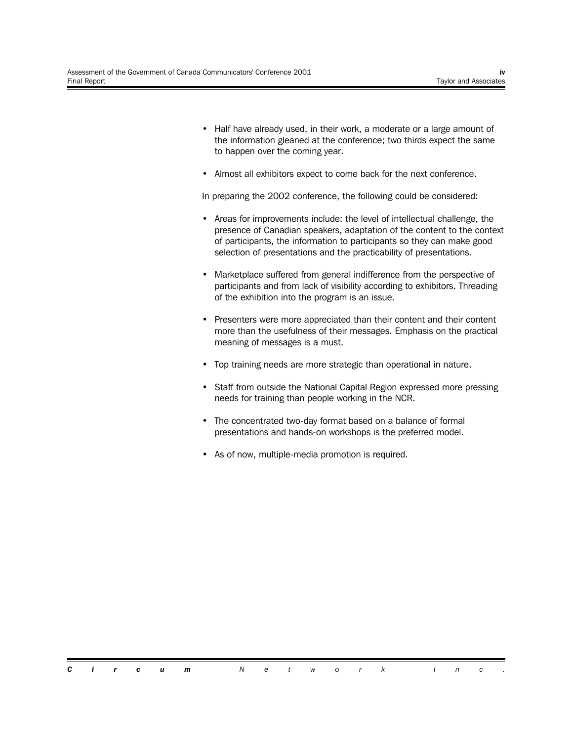- Half have already used, in their work, a moderate or a large amount of the information gleaned at the conference; two thirds expect the same to happen over the coming year.

- Almost all exhibitors expect to come back for the next conference.

In preparing the 2002 conference, the following could be considered:

- Areas for improvements include: the level of intellectual challenge, the presence of Canadian speakers, adaptation of the content to the context of participants, the information to participants so they can make good selection of presentations and the practicability of presentations.

- Marketplace suffered from general indifference from the perspective of participants and from lack of visibility according to exhibitors. Threading of the exhibition into the program is an issue.

- Presenters were more appreciated than their content and their content more than the usefulness of their messages. Emphasis on the practical meaning of messages is a must.

- Top training needs are more strategic than operational in nature.

- Staff from outside the National Capital Region expressed more pressing needs for training than people working in the NCR.

- The concentrated two-day format based on a balance of formal presentations and hands-on workshops is the preferred model.

- As of now, multiple-media promotion is required.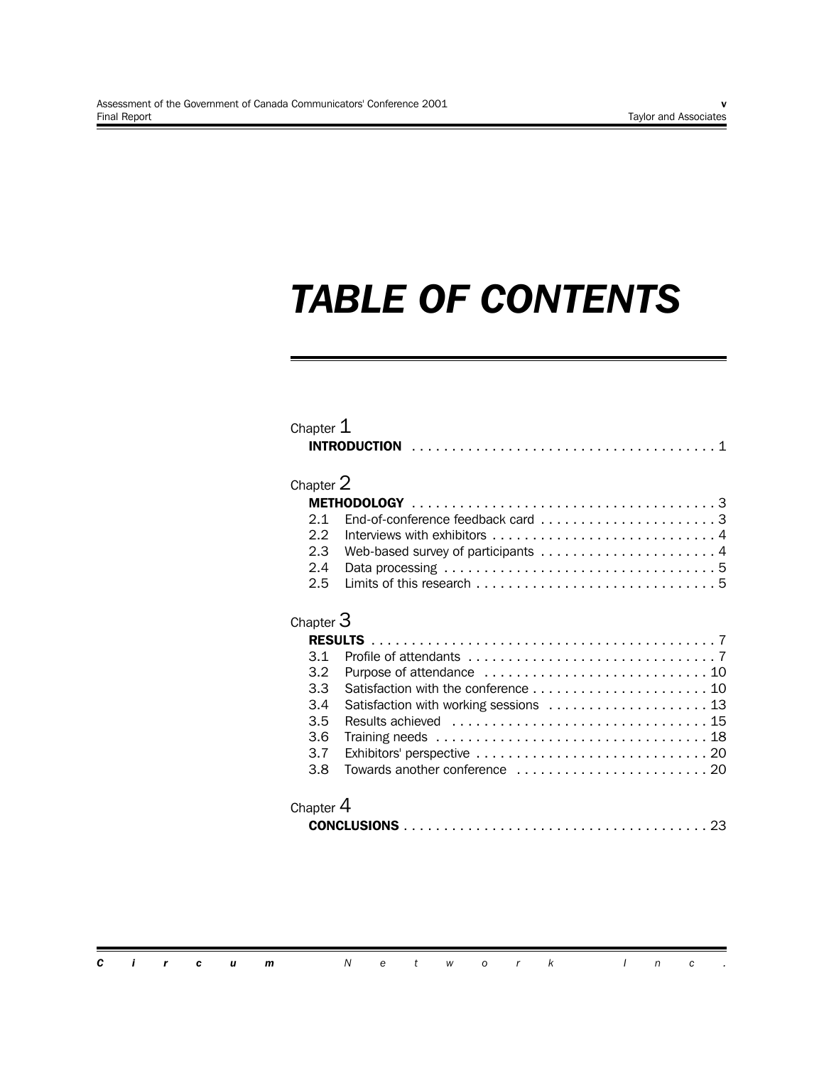# *TABLE OF CONTENTS*

Chapter 1
**INTRODUCTION** . . . . . . . . . . . . . . . . . . . . . . . . . . . . . . . . . . . . . . 1

Chapter 2
**METHODOLOGY** . . . . . . . . . . . . . . . . . . . . . . . . . . . . . . . . . . . . . 3
- 2.1 End-of-conference feedback card . . . . . . . . . . . . . . . . . . . . . . 3
- 2.2 Interviews with exhibitors . . . . . . . . . . . . . . . . . . . . . . . . . . . . 4
- 2.3 Web-based survey of participants . . . . . . . . . . . . . . . . . . . . . . 4
- 2.4 Data processing . . . . . . . . . . . . . . . . . . . . . . . . . . . . . . . . . . 5
- 2.5 Limits of this research . . . . . . . . . . . . . . . . . . . . . . . . . . . . . . 5

Chapter 3
**RESULTS** . . . . . . . . . . . . . . . . . . . . . . . . . . . . . . . . . . . . . . . . . . . 7
- 3.1 Profile of attendants . . . . . . . . . . . . . . . . . . . . . . . . . . . . . . . 7
- 3.2 Purpose of attendance . . . . . . . . . . . . . . . . . . . . . . . . . . . . 10
- 3.3 Satisfaction with the conference . . . . . . . . . . . . . . . . . . . . . . 10
- 3.4 Satisfaction with working sessions . . . . . . . . . . . . . . . . . . . . 13
- 3.5 Results achieved . . . . . . . . . . . . . . . . . . . . . . . . . . . . . . . . 15
- 3.6 Training needs . . . . . . . . . . . . . . . . . . . . . . . . . . . . . . . . . . 18
- 3.7 Exhibitors' perspective . . . . . . . . . . . . . . . . . . . . . . . . . . . . . 20
- 3.8 Towards another conference . . . . . . . . . . . . . . . . . . . . . . . . 20

Chapter 4
**CONCLUSIONS** . . . . . . . . . . . . . . . . . . . . . . . . . . . . . . . . . . . . . . 23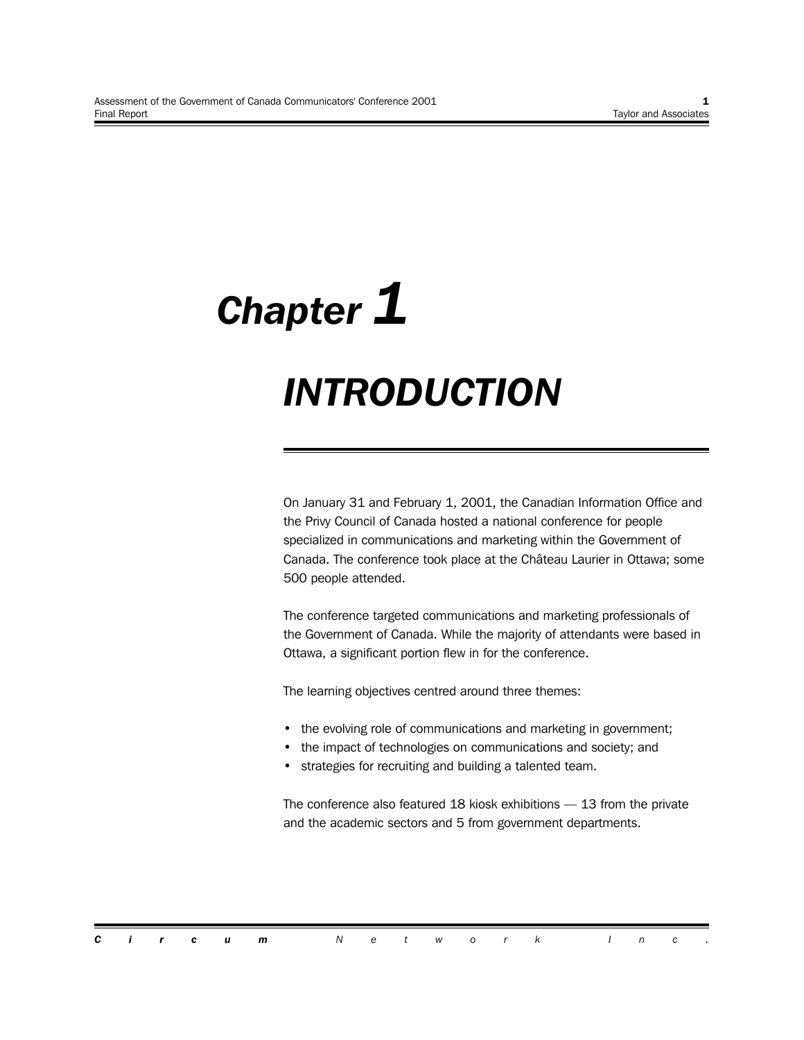# Chapter 1

# INTRODUCTION

On January 31 and February 1, 2001, the Canadian Information Office and the Privy Council of Canada hosted a national conference for people specialized in communications and marketing within the Government of Canada. The conference took place at the Château Laurier in Ottawa; some 500 people attended.

The conference targeted communications and marketing professionals of the Government of Canada. While the majority of attendants were based in Ottawa, a significant portion flew in for the conference.

The learning objectives centred around three themes:

- the evolving role of communications and marketing in government;
- the impact of technologies on communications and society; and
- strategies for recruiting and building a talented team.

The conference also featured 18 kiosk exhibitions — 13 from the private and the academic sectors and 5 from government departments.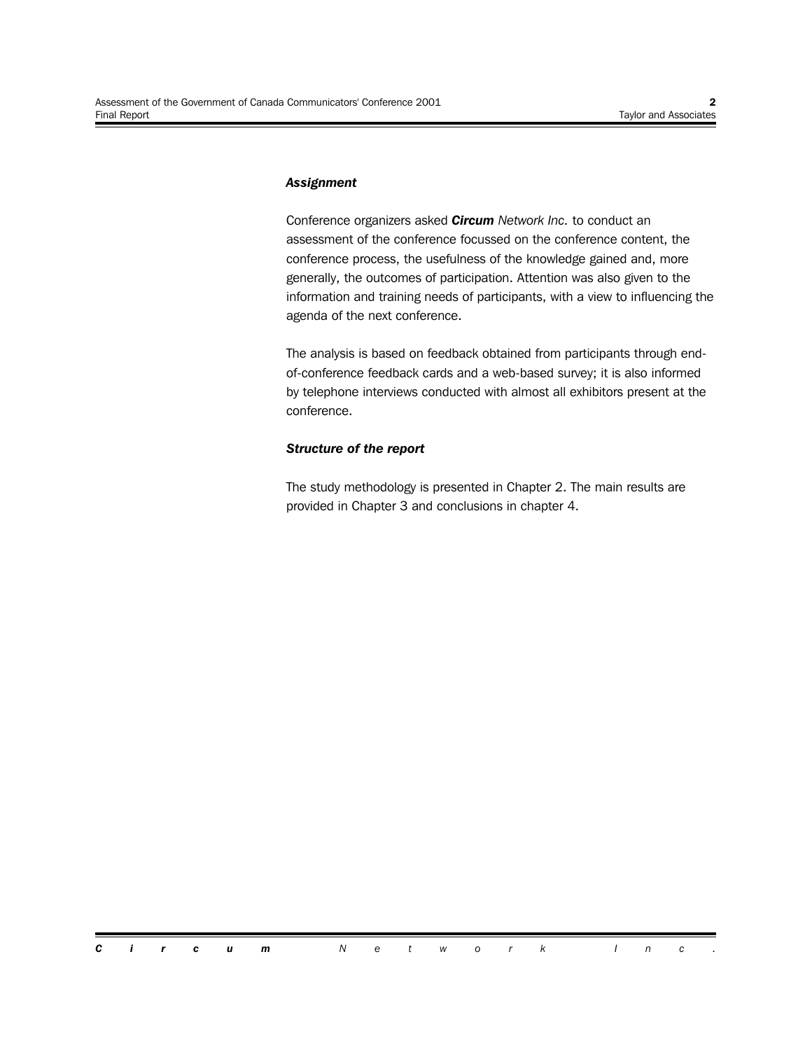### *Assignment*

Conference organizers asked ***Circum** Network Inc.* to conduct an assessment of the conference focussed on the conference content, the conference process, the usefulness of the knowledge gained and, more generally, the outcomes of participation. Attention was also given to the information and training needs of participants, with a view to influencing the agenda of the next conference.

The analysis is based on feedback obtained from participants through end-of-conference feedback cards and a web-based survey; it is also informed by telephone interviews conducted with almost all exhibitors present at the conference.

### *Structure of the report*

The study methodology is presented in Chapter 2. The main results are provided in Chapter 3 and conclusions in chapter 4.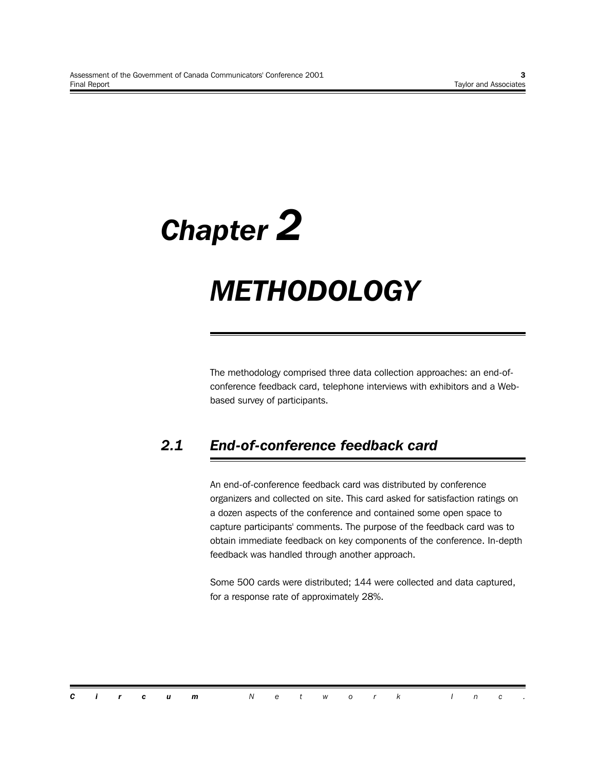# Chapter 2

# METHODOLOGY

The methodology comprised three data collection approaches: an end-of-conference feedback card, telephone interviews with exhibitors and a Web-based survey of participants.

## 2.1 End-of-conference feedback card

An end-of-conference feedback card was distributed by conference organizers and collected on site. This card asked for satisfaction ratings on a dozen aspects of the conference and contained some open space to capture participants' comments. The purpose of the feedback card was to obtain immediate feedback on key components of the conference. In-depth feedback was handled through another approach.

Some 500 cards were distributed; 144 were collected and data captured, for a response rate of approximately 28%.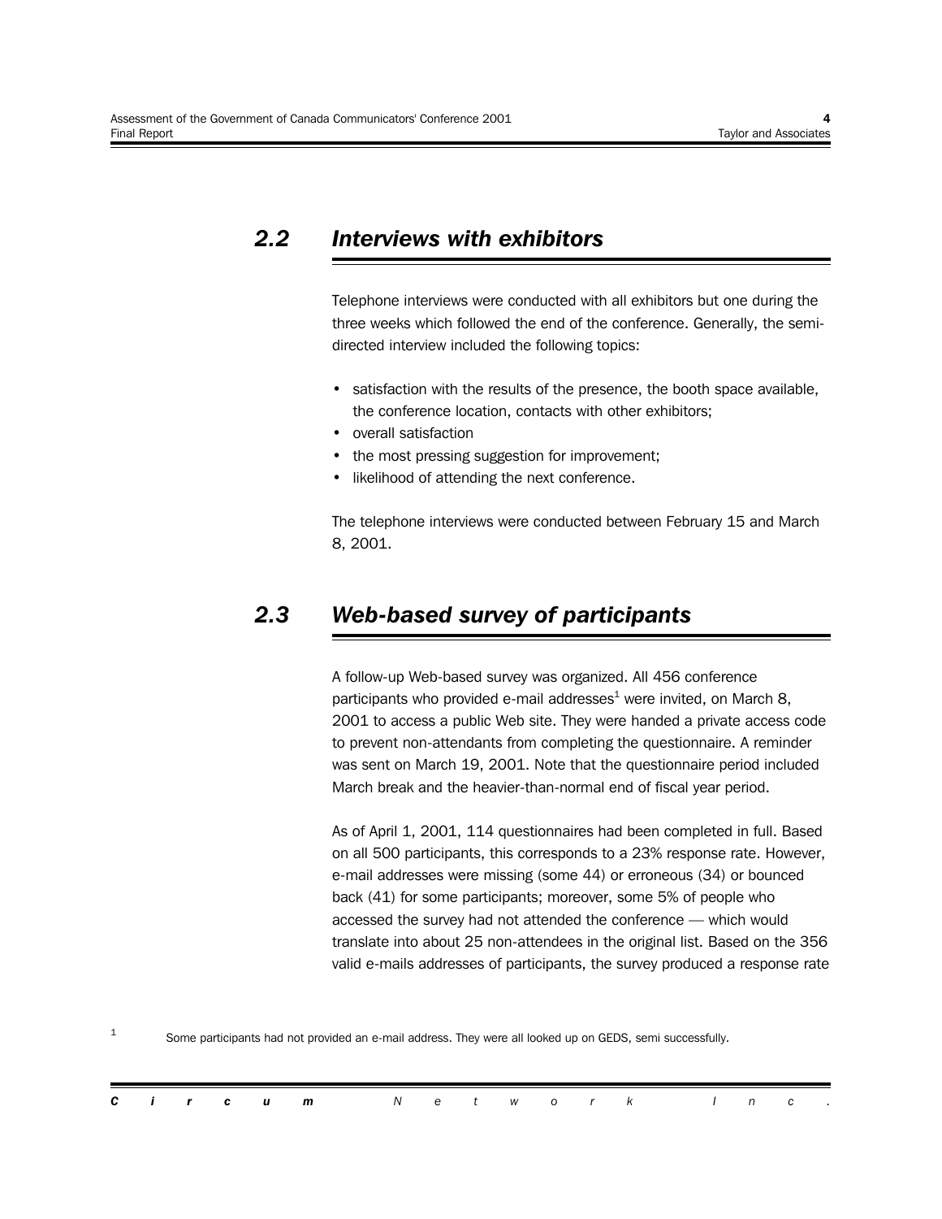## *2.2 Interviews with exhibitors*

Telephone interviews were conducted with all exhibitors but one during the three weeks which followed the end of the conference. Generally, the semi-directed interview included the following topics:

- satisfaction with the results of the presence, the booth space available, the conference location, contacts with other exhibitors;
- overall satisfaction
- the most pressing suggestion for improvement;
- likelihood of attending the next conference.

The telephone interviews were conducted between February 15 and March 8, 2001.

## *2.3 Web-based survey of participants*

A follow-up Web-based survey was organized. All 456 conference participants who provided e-mail addresses[1] were invited, on March 8, 2001 to access a public Web site. They were handed a private access code to prevent non-attendants from completing the questionnaire. A reminder was sent on March 19, 2001. Note that the questionnaire period included March break and the heavier-than-normal end of fiscal year period.

As of April 1, 2001, 114 questionnaires had been completed in full. Based on all 500 participants, this corresponds to a 23% response rate. However, e-mail addresses were missing (some 44) or erroneous (34) or bounced back (41) for some participants; moreover, some 5% of people who accessed the survey had not attended the conference — which would translate into about 25 non-attendees in the original list. Based on the 356 valid e-mails addresses of participants, the survey produced a response rate

[1] Some participants had not provided an e-mail address. They were all looked up on GEDS, semi successfully.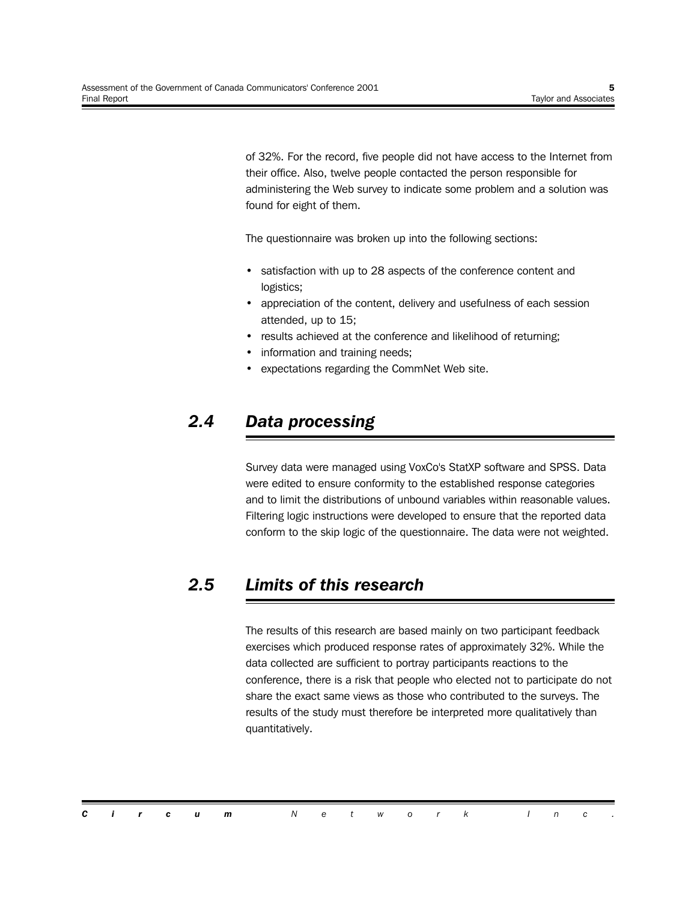of 32%. For the record, five people did not have access to the Internet from their office. Also, twelve people contacted the person responsible for administering the Web survey to indicate some problem and a solution was found for eight of them.

The questionnaire was broken up into the following sections:

- satisfaction with up to 28 aspects of the conference content and logistics;
- appreciation of the content, delivery and usefulness of each session attended, up to 15;
- results achieved at the conference and likelihood of returning;
- information and training needs;
- expectations regarding the CommNet Web site.

## *2.4 Data processing*

Survey data were managed using VoxCo's StatXP software and SPSS. Data were edited to ensure conformity to the established response categories and to limit the distributions of unbound variables within reasonable values. Filtering logic instructions were developed to ensure that the reported data conform to the skip logic of the questionnaire. The data were not weighted.

## *2.5 Limits of this research*

The results of this research are based mainly on two participant feedback exercises which produced response rates of approximately 32%. While the data collected are sufficient to portray participants reactions to the conference, there is a risk that people who elected not to participate do not share the exact same views as those who contributed to the surveys. The results of the study must therefore be interpreted more qualitatively than quantitatively.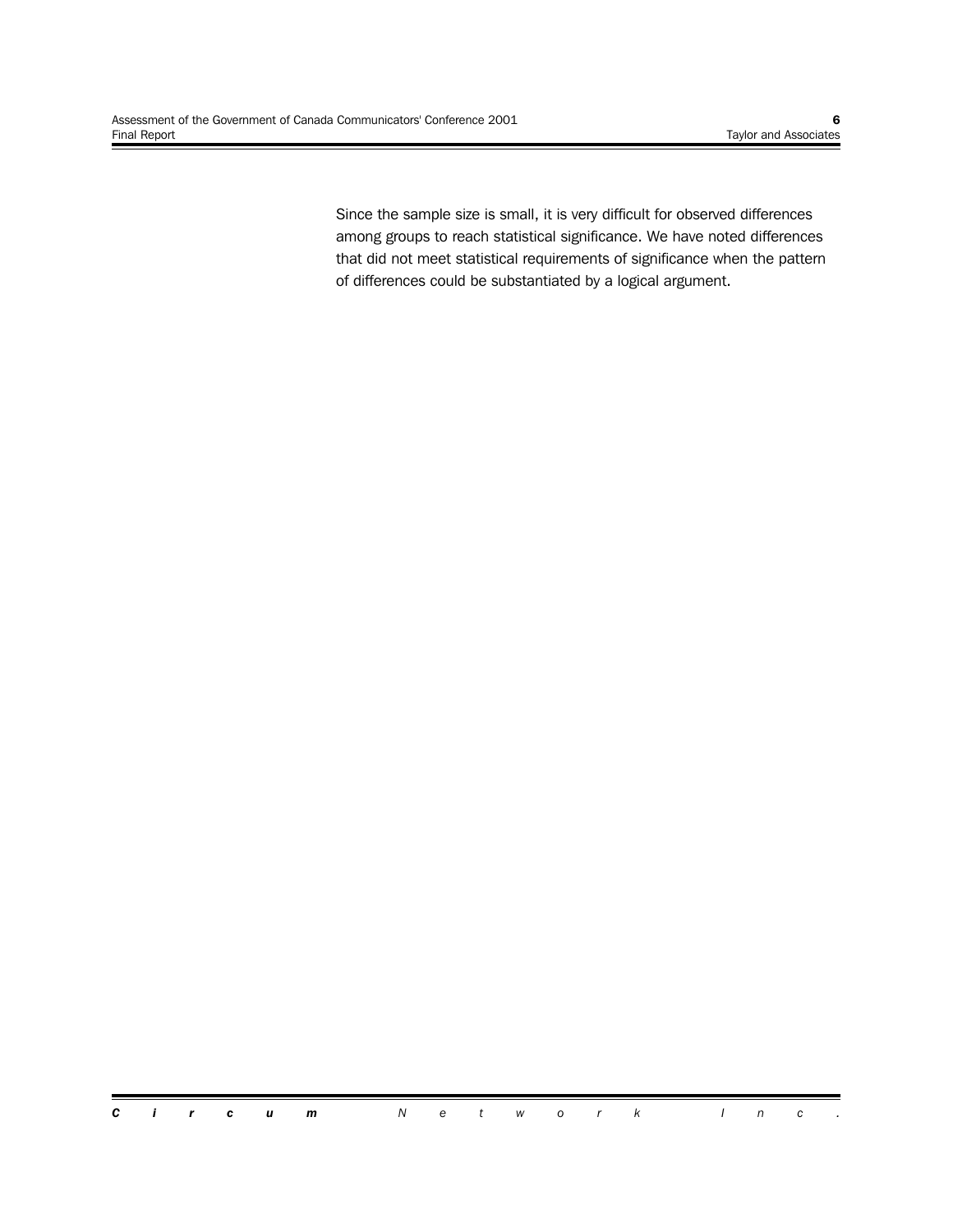Since the sample size is small, it is very difficult for observed differences among groups to reach statistical significance. We have noted differences that did not meet statistical requirements of significance when the pattern of differences could be substantiated by a logical argument.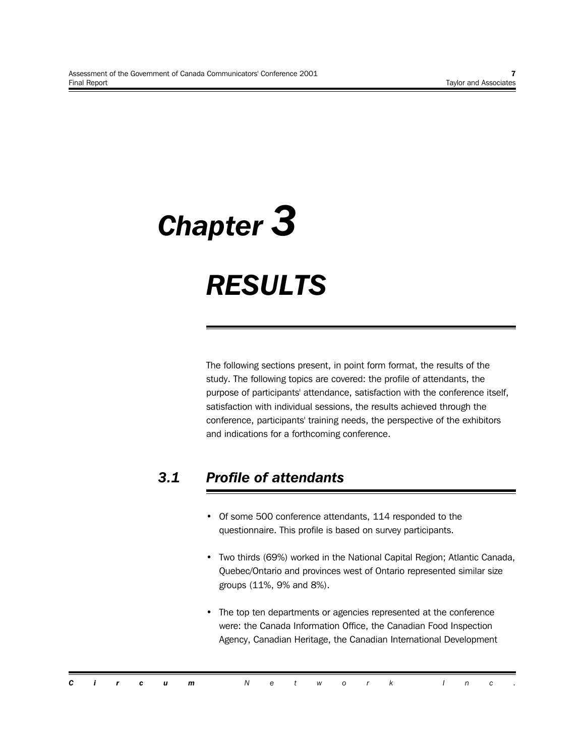# Chapter 3

# RESULTS

The following sections present, in point form format, the results of the study. The following topics are covered: the profile of attendants, the purpose of participants' attendance, satisfaction with the conference itself, satisfaction with individual sessions, the results achieved through the conference, participants' training needs, the perspective of the exhibitors and indications for a forthcoming conference.

## 3.1 Profile of attendants

- Of some 500 conference attendants, 114 responded to the questionnaire. This profile is based on survey participants.

- Two thirds (69%) worked in the National Capital Region; Atlantic Canada, Quebec/Ontario and provinces west of Ontario represented similar size groups (11%, 9% and 8%).

- The top ten departments or agencies represented at the conference were: the Canada Information Office, the Canadian Food Inspection Agency, Canadian Heritage, the Canadian International Development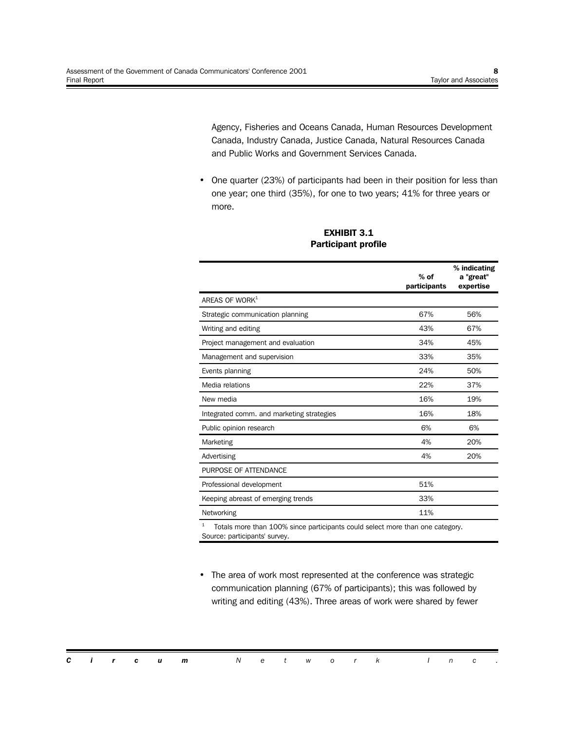Agency, Fisheries and Oceans Canada, Human Resources Development Canada, Industry Canada, Justice Canada, Natural Resources Canada and Public Works and Government Services Canada.

- One quarter (23%) of participants had been in their position for less than one year; one third (35%), for one to two years; 41% for three years or more.

**EXHIBIT 3.1**
**Participant profile**

| | % of participants | % indicating a "great" expertise |
|---|---|---|
| AREAS OF WORK[1] | | |
| Strategic communication planning | 67% | 56% |
| Writing and editing | 43% | 67% |
| Project management and evaluation | 34% | 45% |
| Management and supervision | 33% | 35% |
| Events planning | 24% | 50% |
| Media relations | 22% | 37% |
| New media | 16% | 19% |
| Integrated comm. and marketing strategies | 16% | 18% |
| Public opinion research | 6% | 6% |
| Marketing | 4% | 20% |
| Advertising | 4% | 20% |
| PURPOSE OF ATTENDANCE | | |
| Professional development | 51% | |
| Keeping abreast of emerging trends | 33% | |
| Networking | 11% | |

[1] Totals more than 100% since participants could select more than one category.
Source: participants' survey.

- The area of work most represented at the conference was strategic communication planning (67% of participants); this was followed by writing and editing (43%). Three areas of work were shared by fewer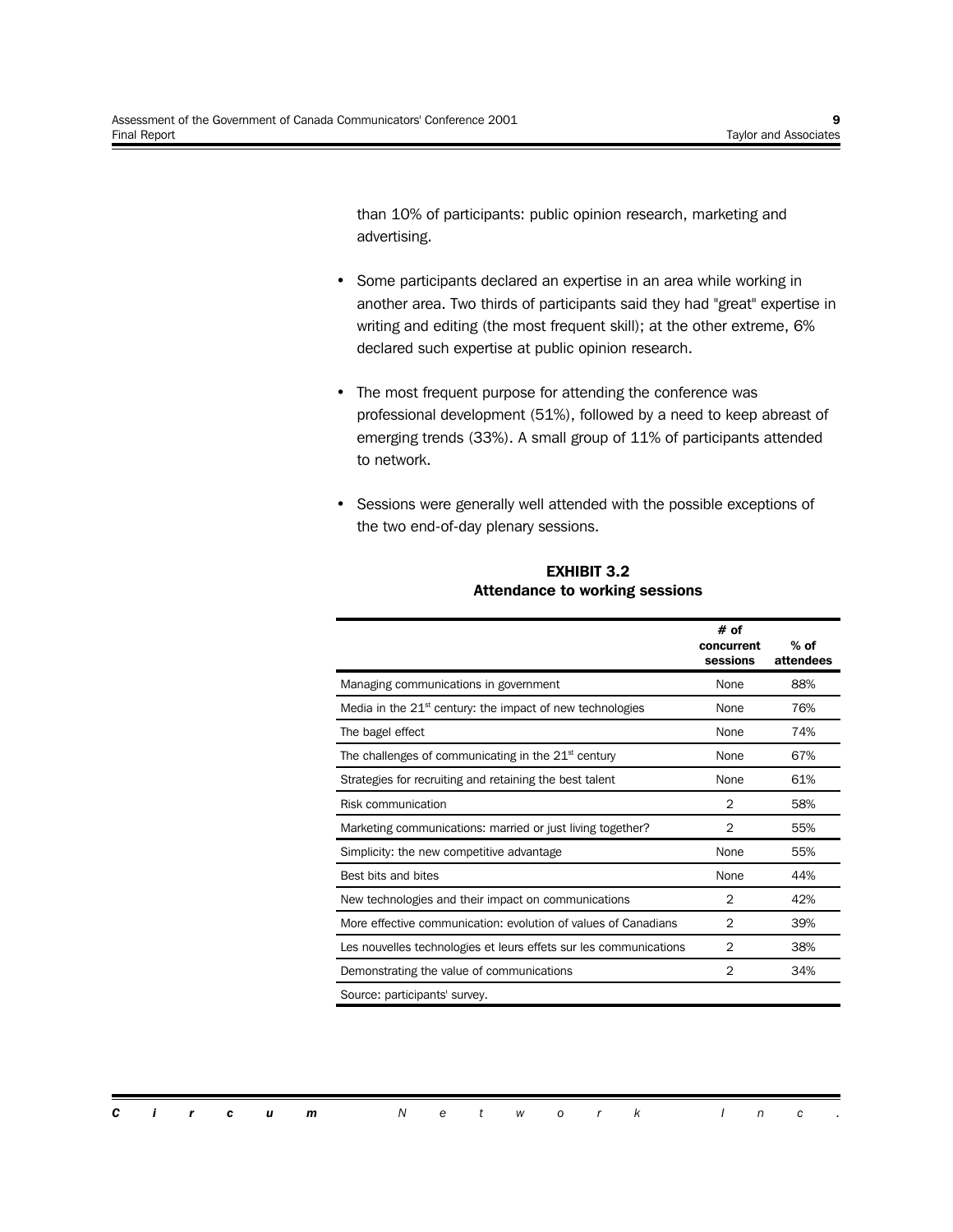than 10% of participants: public opinion research, marketing and advertising.

- Some participants declared an expertise in an area while working in another area. Two thirds of participants said they had "great" expertise in writing and editing (the most frequent skill); at the other extreme, 6% declared such expertise at public opinion research.

- The most frequent purpose for attending the conference was professional development (51%), followed by a need to keep abreast of emerging trends (33%). A small group of 11% of participants attended to network.

- Sessions were generally well attended with the possible exceptions of the two end-of-day plenary sessions.

**EXHIBIT 3.2**
**Attendance to working sessions**

| | # of concurrent sessions | % of attendees |
|---|---|---|
| Managing communications in government | None | 88% |
| Media in the 21st century: the impact of new technologies | None | 76% |
| The bagel effect | None | 74% |
| The challenges of communicating in the 21st century | None | 67% |
| Strategies for recruiting and retaining the best talent | None | 61% |
| Risk communication | 2 | 58% |
| Marketing communications: married or just living together? | 2 | 55% |
| Simplicity: the new competitive advantage | None | 55% |
| Best bits and bites | None | 44% |
| New technologies and their impact on communications | 2 | 42% |
| More effective communication: evolution of values of Canadians | 2 | 39% |
| Les nouvelles technologies et leurs effets sur les communications | 2 | 38% |
| Demonstrating the value of communications | 2 | 34% |
| Source: participants' survey. | | |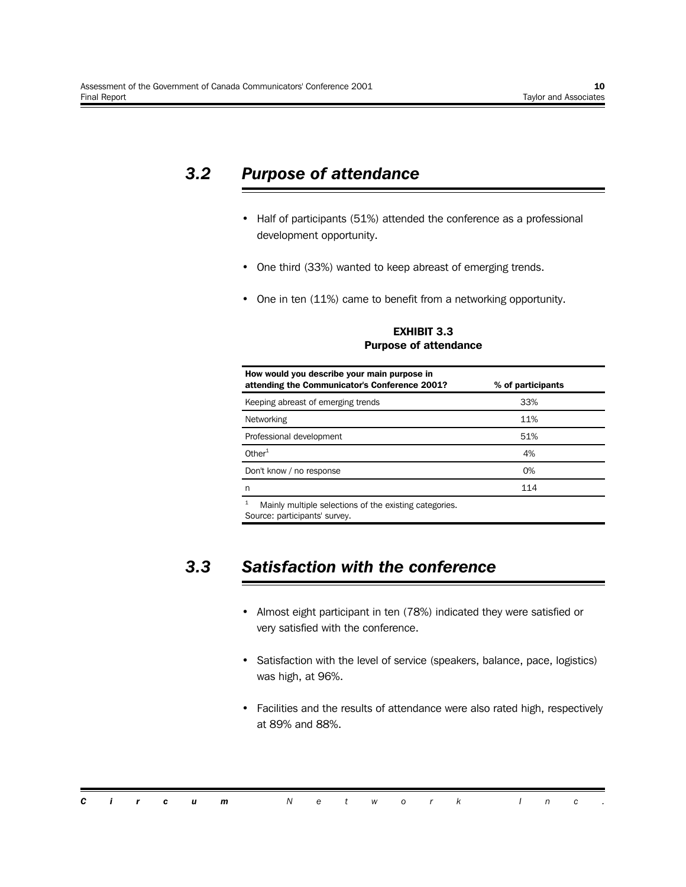## 3.2 *Purpose of attendance*

- Half of participants (51%) attended the conference as a professional development opportunity.
- One third (33%) wanted to keep abreast of emerging trends.
- One in ten (11%) came to benefit from a networking opportunity.

**EXHIBIT 3.3**
**Purpose of attendance**

| How would you describe your main purpose in attending the Communicator's Conference 2001? | % of participants |
|---|---|
| Keeping abreast of emerging trends | 33% |
| Networking | 11% |
| Professional development | 51% |
| Other[1] | 4% |
| Don't know / no response | 0% |
| n | 114 |

[1] Mainly multiple selections of the existing categories.
Source: participants' survey.

## 3.3 *Satisfaction with the conference*

- Almost eight participant in ten (78%) indicated they were satisfied or very satisfied with the conference.
- Satisfaction with the level of service (speakers, balance, pace, logistics) was high, at 96%.
- Facilities and the results of attendance were also rated high, respectively at 89% and 88%.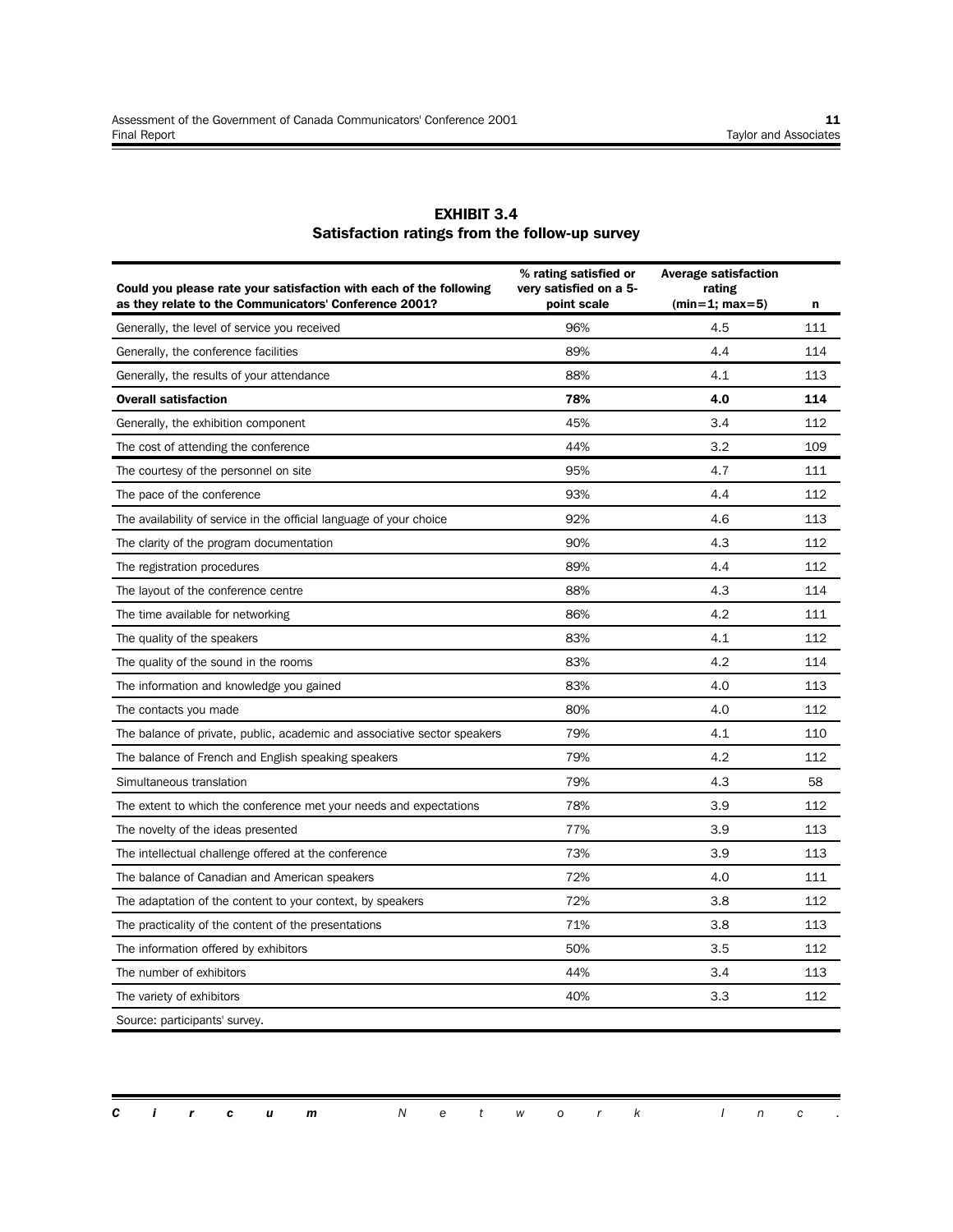**EXHIBIT 3.4**
**Satisfaction ratings from the follow-up survey**

| Could you please rate your satisfaction with each of the following as they relate to the Communicators' Conference 2001? | % rating satisfied or very satisfied on a 5-point scale | Average satisfaction rating (min=1; max=5) | n |
|---|---|---|---|
| Generally, the level of service you received | 96% | 4.5 | 111 |
| Generally, the conference facilities | 89% | 4.4 | 114 |
| Generally, the results of your attendance | 88% | 4.1 | 113 |
| **Overall satisfaction** | **78%** | **4.0** | **114** |
| Generally, the exhibition component | 45% | 3.4 | 112 |
| The cost of attending the conference | 44% | 3.2 | 109 |
| The courtesy of the personnel on site | 95% | 4.7 | 111 |
| The pace of the conference | 93% | 4.4 | 112 |
| The availability of service in the official language of your choice | 92% | 4.6 | 113 |
| The clarity of the program documentation | 90% | 4.3 | 112 |
| The registration procedures | 89% | 4.4 | 112 |
| The layout of the conference centre | 88% | 4.3 | 114 |
| The time available for networking | 86% | 4.2 | 111 |
| The quality of the speakers | 83% | 4.1 | 112 |
| The quality of the sound in the rooms | 83% | 4.2 | 114 |
| The information and knowledge you gained | 83% | 4.0 | 113 |
| The contacts you made | 80% | 4.0 | 112 |
| The balance of private, public, academic and associative sector speakers | 79% | 4.1 | 110 |
| The balance of French and English speaking speakers | 79% | 4.2 | 112 |
| Simultaneous translation | 79% | 4.3 | 58 |
| The extent to which the conference met your needs and expectations | 78% | 3.9 | 112 |
| The novelty of the ideas presented | 77% | 3.9 | 113 |
| The intellectual challenge offered at the conference | 73% | 3.9 | 113 |
| The balance of Canadian and American speakers | 72% | 4.0 | 111 |
| The adaptation of the content to your context, by speakers | 72% | 3.8 | 112 |
| The practicality of the content of the presentations | 71% | 3.8 | 113 |
| The information offered by exhibitors | 50% | 3.5 | 112 |
| The number of exhibitors | 44% | 3.4 | 113 |
| The variety of exhibitors | 40% | 3.3 | 112 |

Source: participants' survey.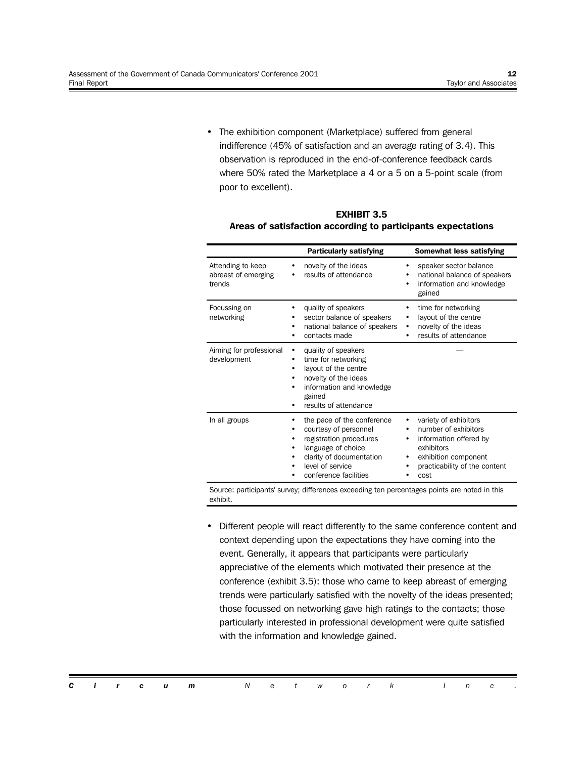- The exhibition component (Marketplace) suffered from general indifference (45% of satisfaction and an average rating of 3.4). This observation is reproduced in the end-of-conference feedback cards where 50% rated the Marketplace a 4 or a 5 on a 5-point scale (from poor to excellent).

**EXHIBIT 3.5**
**Areas of satisfaction according to participants expectations**

| | Particularly satisfying | Somewhat less satisfying |
|---|---|---|
| Attending to keep abreast of emerging trends | • novelty of the ideas<br>• results of attendance | • speaker sector balance<br>• national balance of speakers<br>• information and knowledge gained |
| Focussing on networking | • quality of speakers<br>• sector balance of speakers<br>• national balance of speakers<br>• contacts made | • time for networking<br>• layout of the centre<br>• novelty of the ideas<br>• results of attendance |
| Aiming for professional development | • quality of speakers<br>• time for networking<br>• layout of the centre<br>• novelty of the ideas<br>• information and knowledge gained<br>• results of attendance | — |
| In all groups | • the pace of the conference<br>• courtesy of personnel<br>• registration procedures<br>• language of choice<br>• clarity of documentation<br>• level of service<br>• conference facilities | • variety of exhibitors<br>• number of exhibitors<br>• information offered by exhibitors<br>• exhibition component<br>• practicability of the content<br>• cost |

Source: participants' survey; differences exceeding ten percentages points are noted in this exhibit.

- Different people will react differently to the same conference content and context depending upon the expectations they have coming into the event. Generally, it appears that participants were particularly appreciative of the elements which motivated their presence at the conference (exhibit 3.5): those who came to keep abreast of emerging trends were particularly satisfied with the novelty of the ideas presented; those focussed on networking gave high ratings to the contacts; those particularly interested in professional development were quite satisfied with the information and knowledge gained.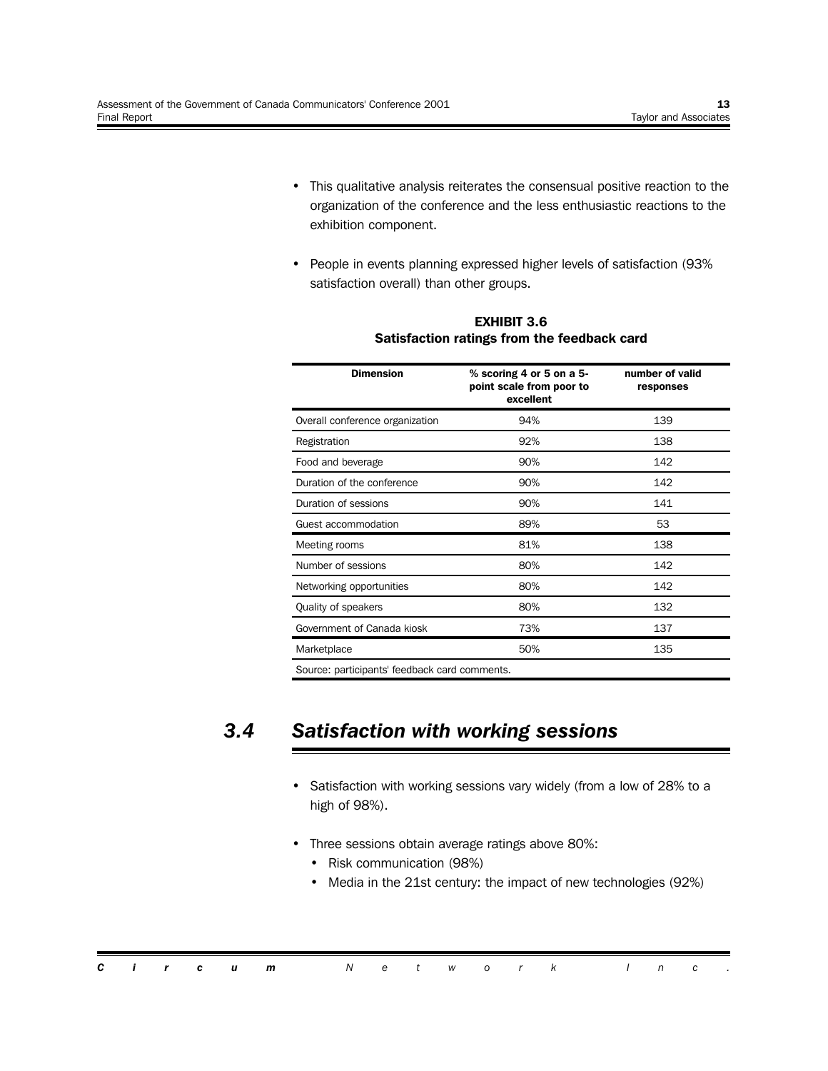- This qualitative analysis reiterates the consensual positive reaction to the organization of the conference and the less enthusiastic reactions to the exhibition component.
- People in events planning expressed higher levels of satisfaction (93% satisfaction overall) than other groups.

**EXHIBIT 3.6**
**Satisfaction ratings from the feedback card**

| Dimension | % scoring 4 or 5 on a 5-point scale from poor to excellent | number of valid responses |
|---|---|---|
| Overall conference organization | 94% | 139 |
| Registration | 92% | 138 |
| Food and beverage | 90% | 142 |
| Duration of the conference | 90% | 142 |
| Duration of sessions | 90% | 141 |
| Guest accommodation | 89% | 53 |
| Meeting rooms | 81% | 138 |
| Number of sessions | 80% | 142 |
| Networking opportunities | 80% | 142 |
| Quality of speakers | 80% | 132 |
| Government of Canada kiosk | 73% | 137 |
| Marketplace | 50% | 135 |

Source: participants' feedback card comments.

## 3.4 *Satisfaction with working sessions*

- Satisfaction with working sessions vary widely (from a low of 28% to a high of 98%).
- Three sessions obtain average ratings above 80%:
  - Risk communication (98%)
  - Media in the 21st century: the impact of new technologies (92%)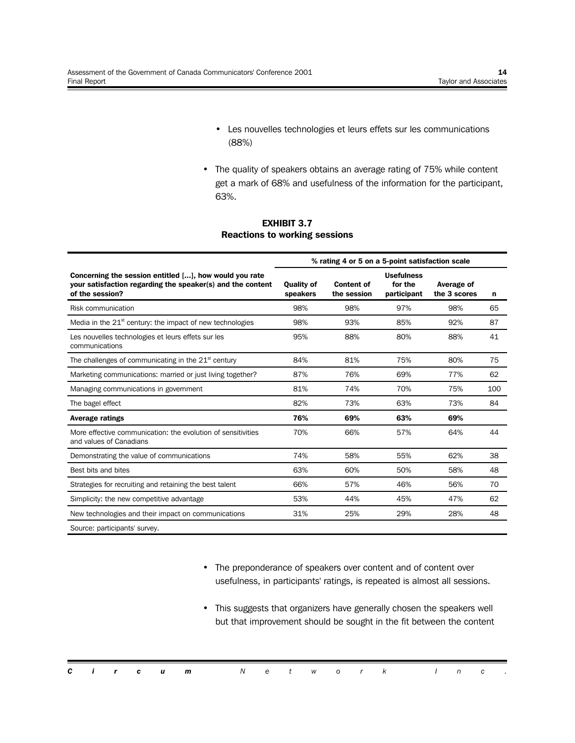- Les nouvelles technologies et leurs effets sur les communications (88%)

- The quality of speakers obtains an average rating of 75% while content get a mark of 68% and usefulness of the information for the participant, 63%.

**EXHIBIT 3.7**
**Reactions to working sessions**

| | % rating 4 or 5 on a 5-point satisfaction scale | | | | |
|---|---|---|---|---|---|
| **Concerning the session entitled [...], how would you rate your satisfaction regarding the speaker(s) and the content of the session?** | **Quality of speakers** | **Content of the session** | **Usefulness for the participant** | **Average of the 3 scores** | **n** |
| Risk communication | 98% | 98% | 97% | 98% | 65 |
| Media in the 21st century: the impact of new technologies | 98% | 93% | 85% | 92% | 87 |
| Les nouvelles technologies et leurs effets sur les communications | 95% | 88% | 80% | 88% | 41 |
| The challenges of communicating in the 21st century | 84% | 81% | 75% | 80% | 75 |
| Marketing communications: married or just living together? | 87% | 76% | 69% | 77% | 62 |
| Managing communications in government | 81% | 74% | 70% | 75% | 100 |
| The bagel effect | 82% | 73% | 63% | 73% | 84 |
| **Average ratings** | **76%** | **69%** | **63%** | **69%** | |
| More effective communication: the evolution of sensitivities and values of Canadians | 70% | 66% | 57% | 64% | 44 |
| Demonstrating the value of communications | 74% | 58% | 55% | 62% | 38 |
| Best bits and bites | 63% | 60% | 50% | 58% | 48 |
| Strategies for recruiting and retaining the best talent | 66% | 57% | 46% | 56% | 70 |
| Simplicity: the new competitive advantage | 53% | 44% | 45% | 47% | 62 |
| New technologies and their impact on communications | 31% | 25% | 29% | 28% | 48 |

Source: participants' survey.

- The preponderance of speakers over content and of content over usefulness, in participants' ratings, is repeated is almost all sessions.

- This suggests that organizers have generally chosen the speakers well but that improvement should be sought in the fit between the content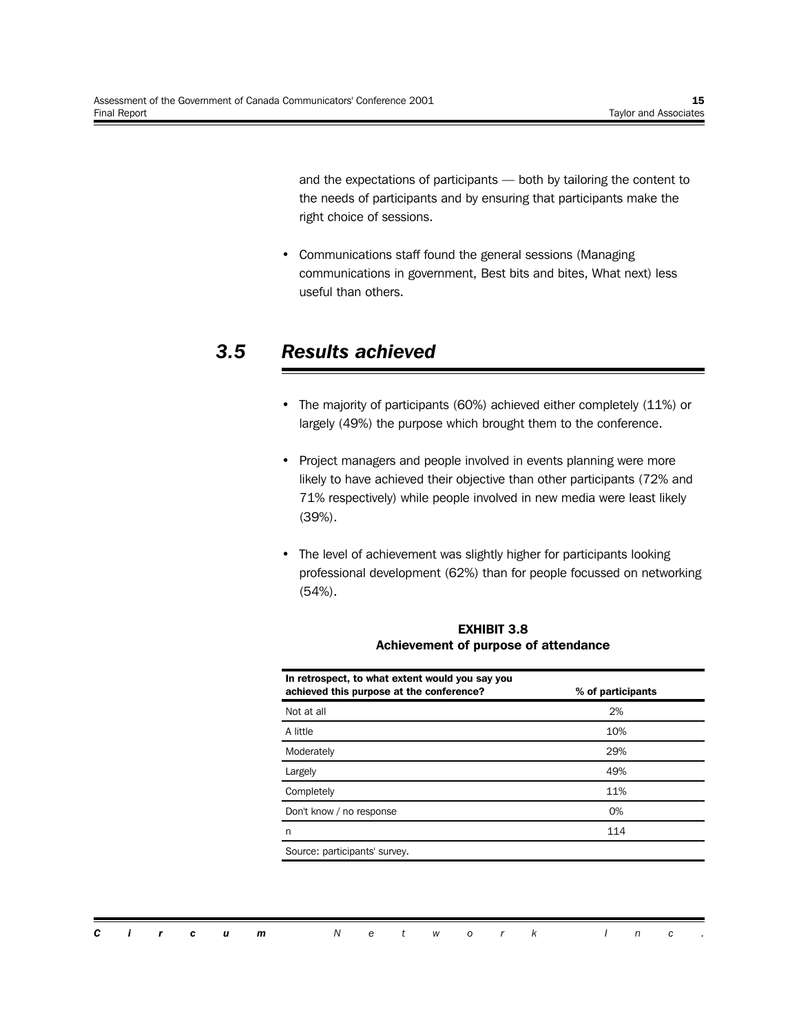and the expectations of participants — both by tailoring the content to the needs of participants and by ensuring that participants make the right choice of sessions.

- Communications staff found the general sessions (Managing communications in government, Best bits and bites, What next) less useful than others.

## 3.5 Results achieved

- The majority of participants (60%) achieved either completely (11%) or largely (49%) the purpose which brought them to the conference.
- Project managers and people involved in events planning were more likely to have achieved their objective than other participants (72% and 71% respectively) while people involved in new media were least likely (39%).
- The level of achievement was slightly higher for participants looking professional development (62%) than for people focussed on networking (54%).

**EXHIBIT 3.8**
**Achievement of purpose of attendance**

| In retrospect, to what extent would you say you achieved this purpose at the conference? | % of participants |
|---|---|
| Not at all | 2% |
| A little | 10% |
| Moderately | 29% |
| Largely | 49% |
| Completely | 11% |
| Don't know / no response | 0% |
| n | 114 |

Source: participants' survey.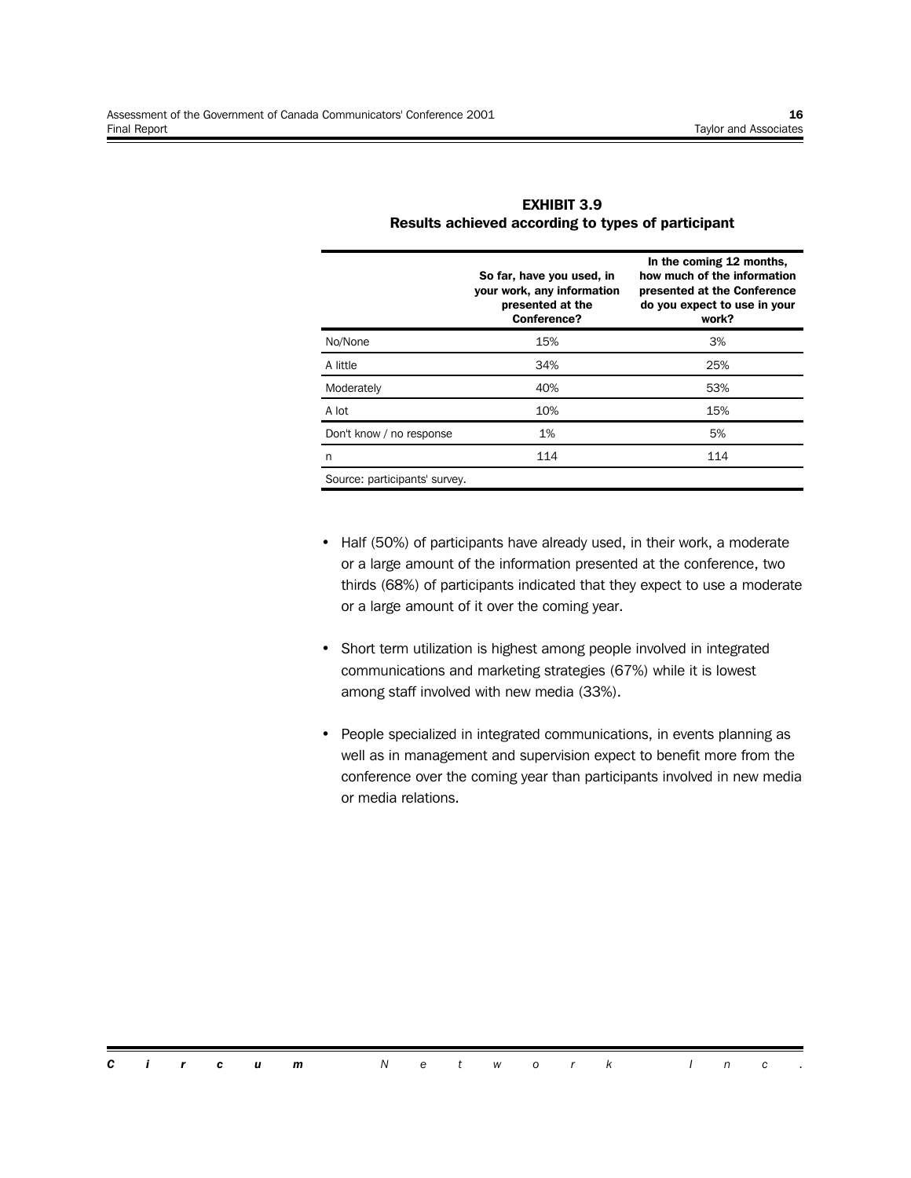**EXHIBIT 3.9**
**Results achieved according to types of participant**

| | So far, have you used, in your work, any information presented at the Conference? | In the coming 12 months, how much of the information presented at the Conference do you expect to use in your work? |
|---|---|---|
| No/None | 15% | 3% |
| A little | 34% | 25% |
| Moderately | 40% | 53% |
| A lot | 10% | 15% |
| Don't know / no response | 1% | 5% |
| n | 114 | 114 |
| Source: participants' survey. | | |

- Half (50%) of participants have already used, in their work, a moderate or a large amount of the information presented at the conference, two thirds (68%) of participants indicated that they expect to use a moderate or a large amount of it over the coming year.
- Short term utilization is highest among people involved in integrated communications and marketing strategies (67%) while it is lowest among staff involved with new media (33%).
- People specialized in integrated communications, in events planning as well as in management and supervision expect to benefit more from the conference over the coming year than participants involved in new media or media relations.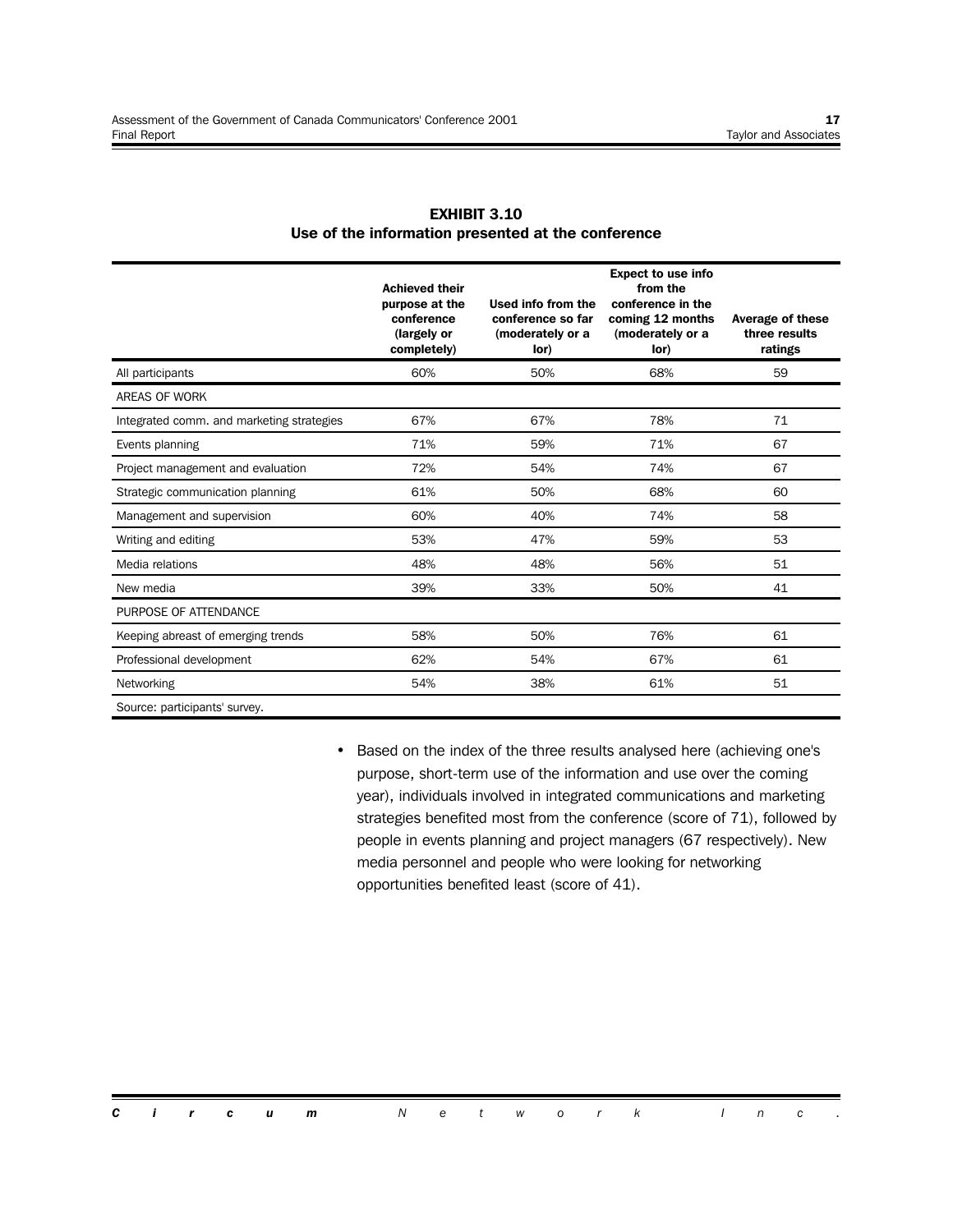**EXHIBIT 3.10**
**Use of the information presented at the conference**

| | Achieved their purpose at the conference (largely or completely) | Used info from the conference so far (moderately or a lor) | Expect to use info from the conference in the coming 12 months (moderately or a lor) | Average of these three results ratings |
|---|---|---|---|---|
| All participants | 60% | 50% | 68% | 59 |
| AREAS OF WORK | | | | |
| Integrated comm. and marketing strategies | 67% | 67% | 78% | 71 |
| Events planning | 71% | 59% | 71% | 67 |
| Project management and evaluation | 72% | 54% | 74% | 67 |
| Strategic communication planning | 61% | 50% | 68% | 60 |
| Management and supervision | 60% | 40% | 74% | 58 |
| Writing and editing | 53% | 47% | 59% | 53 |
| Media relations | 48% | 48% | 56% | 51 |
| New media | 39% | 33% | 50% | 41 |
| PURPOSE OF ATTENDANCE | | | | |
| Keeping abreast of emerging trends | 58% | 50% | 76% | 61 |
| Professional development | 62% | 54% | 67% | 61 |
| Networking | 54% | 38% | 61% | 51 |

Source: participants' survey.

- Based on the index of the three results analysed here (achieving one's purpose, short-term use of the information and use over the coming year), individuals involved in integrated communications and marketing strategies benefited most from the conference (score of 71), followed by people in events planning and project managers (67 respectively). New media personnel and people who were looking for networking opportunities benefited least (score of 41).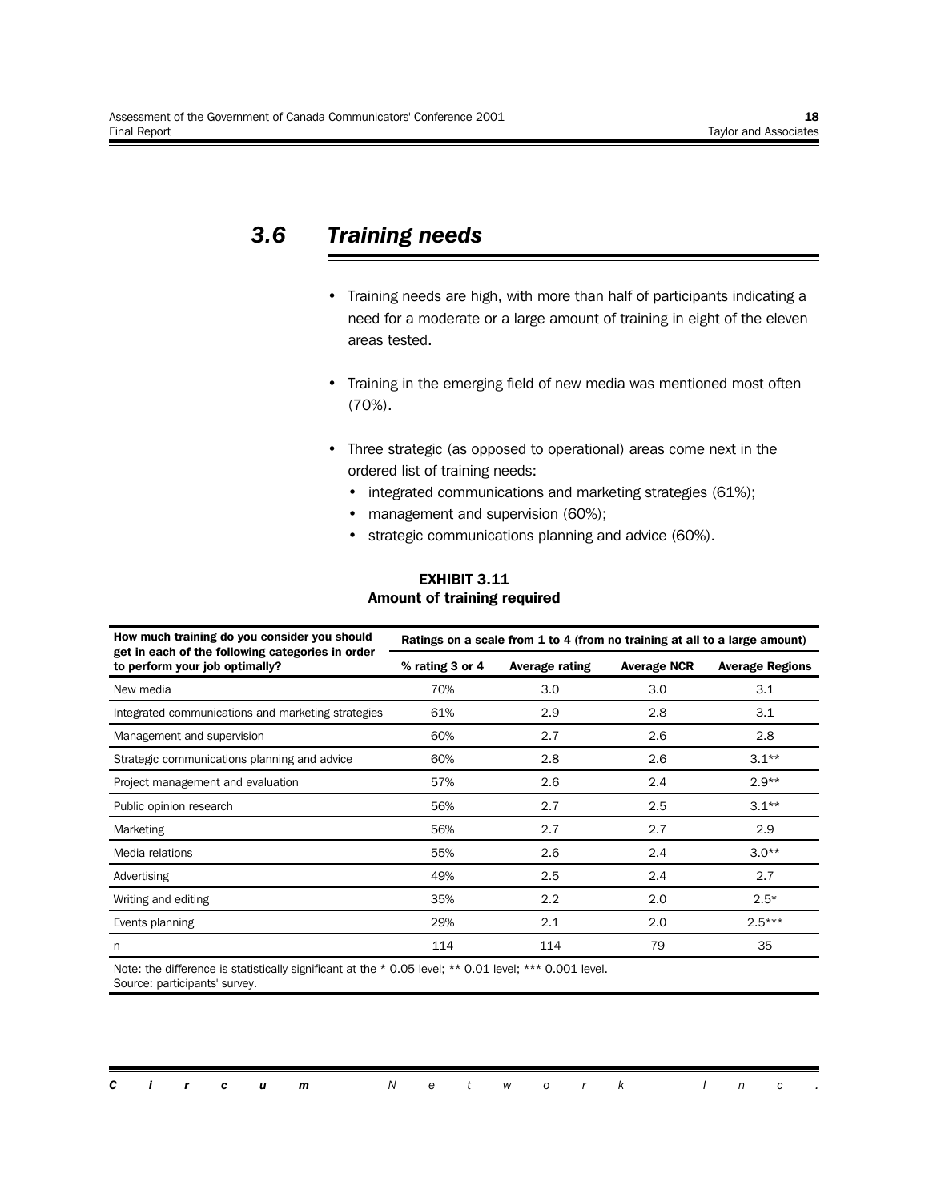## 3.6 Training needs

- Training needs are high, with more than half of participants indicating a need for a moderate or a large amount of training in eight of the eleven areas tested.
- Training in the emerging field of new media was mentioned most often (70%).
- Three strategic (as opposed to operational) areas come next in the ordered list of training needs:
  - integrated communications and marketing strategies (61%);
  - management and supervision (60%);
  - strategic communications planning and advice (60%).

**EXHIBIT 3.11**
**Amount of training required**

| How much training do you consider you should get in each of the following categories in order to perform your job optimally? | Ratings on a scale from 1 to 4 (from no training at all to a large amount) | | | |
|---|---|---|---|---|
| | % rating 3 or 4 | Average rating | Average NCR | Average Regions |
| New media | 70% | 3.0 | 3.0 | 3.1 |
| Integrated communications and marketing strategies | 61% | 2.9 | 2.8 | 3.1 |
| Management and supervision | 60% | 2.7 | 2.6 | 2.8 |
| Strategic communications planning and advice | 60% | 2.8 | 2.6 | 3.1** |
| Project management and evaluation | 57% | 2.6 | 2.4 | 2.9** |
| Public opinion research | 56% | 2.7 | 2.5 | 3.1** |
| Marketing | 56% | 2.7 | 2.7 | 2.9 |
| Media relations | 55% | 2.6 | 2.4 | 3.0** |
| Advertising | 49% | 2.5 | 2.4 | 2.7 |
| Writing and editing | 35% | 2.2 | 2.0 | 2.5* |
| Events planning | 29% | 2.1 | 2.0 | 2.5*** |
| n | 114 | 114 | 79 | 35 |

Note: the difference is statistically significant at the * 0.05 level; ** 0.01 level; *** 0.001 level.
Source: participants' survey.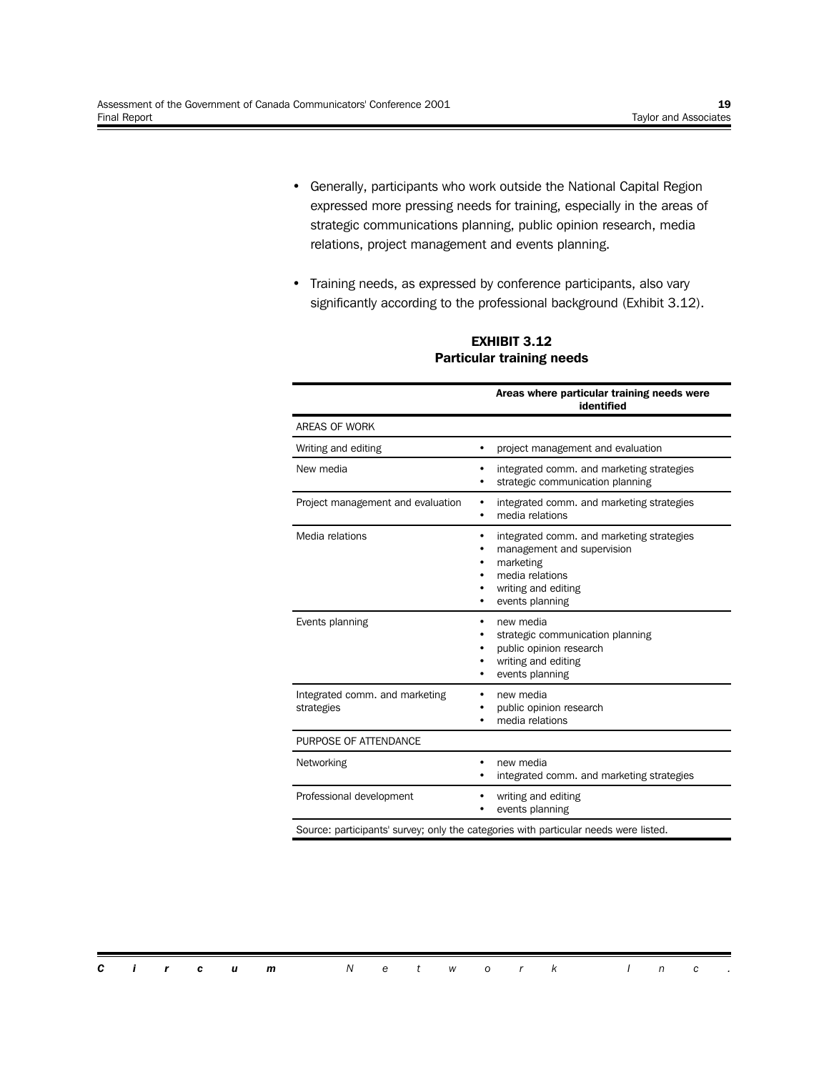- Generally, participants who work outside the National Capital Region expressed more pressing needs for training, especially in the areas of strategic communications planning, public opinion research, media relations, project management and events planning.

- Training needs, as expressed by conference participants, also vary significantly according to the professional background (Exhibit 3.12).

**EXHIBIT 3.12**
**Particular training needs**

| | Areas where particular training needs were identified |
|---|---|
| AREAS OF WORK | |
| Writing and editing | • project management and evaluation |
| New media | • integrated comm. and marketing strategies<br>• strategic communication planning |
| Project management and evaluation | • integrated comm. and marketing strategies<br>• media relations |
| Media relations | • integrated comm. and marketing strategies<br>• management and supervision<br>• marketing<br>• media relations<br>• writing and editing<br>• events planning |
| Events planning | • new media<br>• strategic communication planning<br>• public opinion research<br>• writing and editing<br>• events planning |
| Integrated comm. and marketing strategies | • new media<br>• public opinion research<br>• media relations |
| PURPOSE OF ATTENDANCE | |
| Networking | • new media<br>• integrated comm. and marketing strategies |
| Professional development | • writing and editing<br>• events planning |

Source: participants' survey; only the categories with particular needs were listed.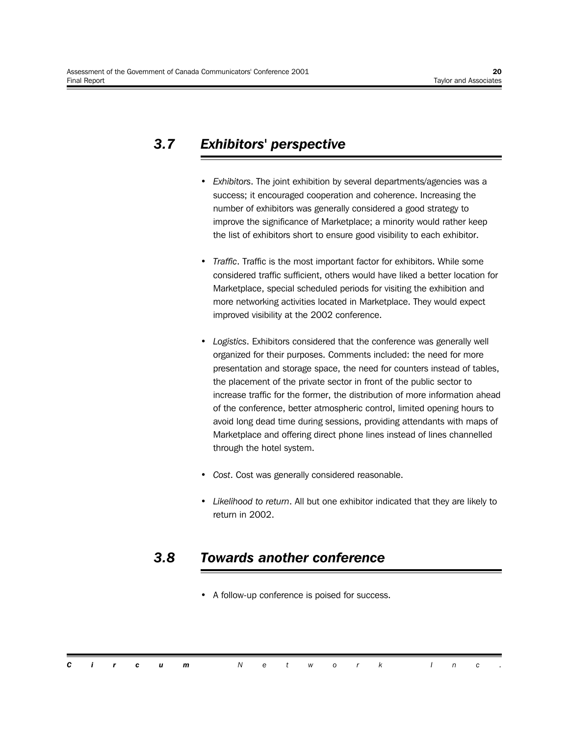## 3.7 *Exhibitors' perspective*

- *Exhibitors*. The joint exhibition by several departments/agencies was a success; it encouraged cooperation and coherence. Increasing the number of exhibitors was generally considered a good strategy to improve the significance of Marketplace; a minority would rather keep the list of exhibitors short to ensure good visibility to each exhibitor.

- *Traffic*. Traffic is the most important factor for exhibitors. While some considered traffic sufficient, others would have liked a better location for Marketplace, special scheduled periods for visiting the exhibition and more networking activities located in Marketplace. They would expect improved visibility at the 2002 conference.

- *Logistics*. Exhibitors considered that the conference was generally well organized for their purposes. Comments included: the need for more presentation and storage space, the need for counters instead of tables, the placement of the private sector in front of the public sector to increase traffic for the former, the distribution of more information ahead of the conference, better atmospheric control, limited opening hours to avoid long dead time during sessions, providing attendants with maps of Marketplace and offering direct phone lines instead of lines channelled through the hotel system.

- *Cost*. Cost was generally considered reasonable.

- *Likelihood to return*. All but one exhibitor indicated that they are likely to return in 2002.

## 3.8 *Towards another conference*

- A follow-up conference is poised for success.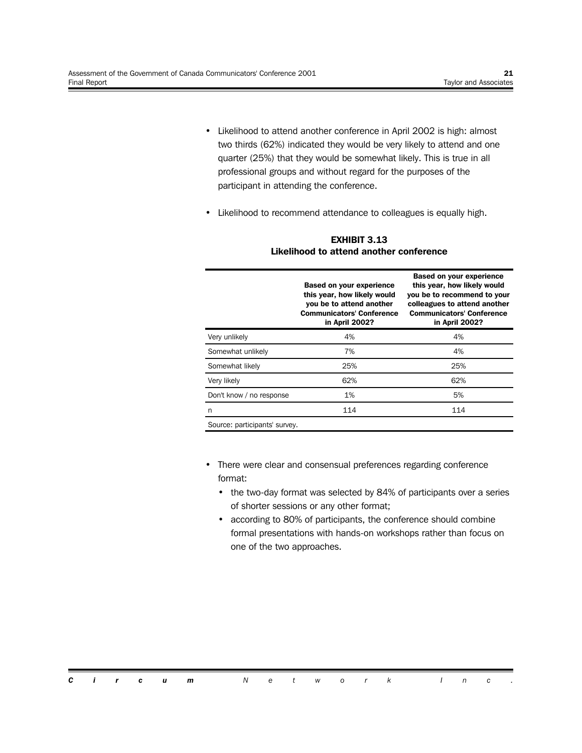- Likelihood to attend another conference in April 2002 is high: almost two thirds (62%) indicated they would be very likely to attend and one quarter (25%) that they would be somewhat likely. This is true in all professional groups and without regard for the purposes of the participant in attending the conference.
- Likelihood to recommend attendance to colleagues is equally high.

**EXHIBIT 3.13**
**Likelihood to attend another conference**

| | Based on your experience this year, how likely would you be to attend another Communicators' Conference in April 2002? | Based on your experience this year, how likely would you be to recommend to your colleagues to attend another Communicators' Conference in April 2002? |
|---|---|---|
| Very unlikely | 4% | 4% |
| Somewhat unlikely | 7% | 4% |
| Somewhat likely | 25% | 25% |
| Very likely | 62% | 62% |
| Don't know / no response | 1% | 5% |
| n | 114 | 114 |
| Source: participants' survey. | | |

- There were clear and consensual preferences regarding conference format:
  - the two-day format was selected by 84% of participants over a series of shorter sessions or any other format;
  - according to 80% of participants, the conference should combine formal presentations with hands-on workshops rather than focus on one of the two approaches.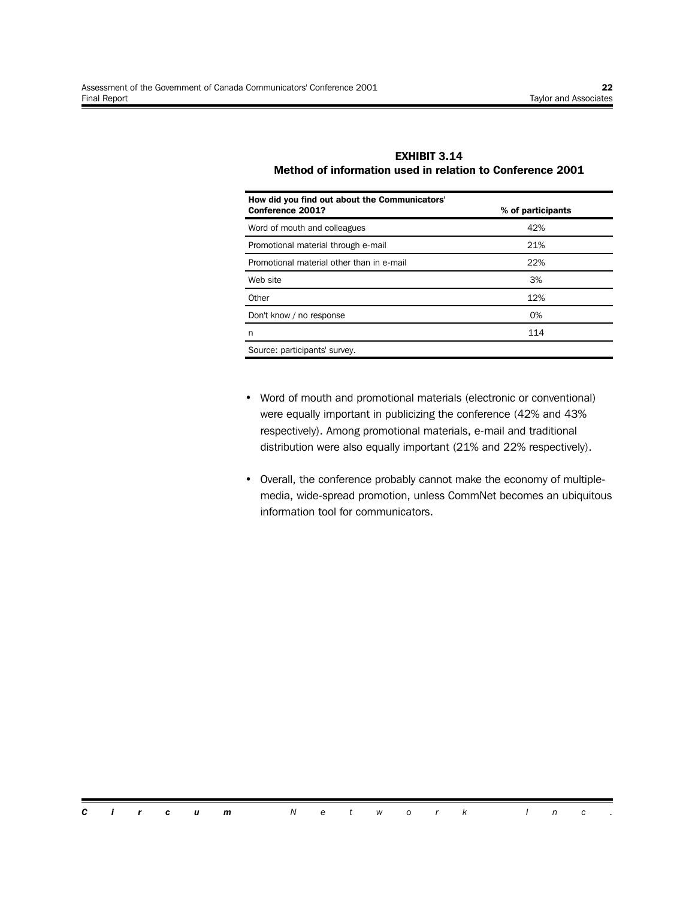**EXHIBIT 3.14**
**Method of information used in relation to Conference 2001**

| How did you find out about the Communicators' Conference 2001? | % of participants |
|---|---|
| Word of mouth and colleagues | 42% |
| Promotional material through e-mail | 21% |
| Promotional material other than in e-mail | 22% |
| Web site | 3% |
| Other | 12% |
| Don't know / no response | 0% |
| n | 114 |
| Source: participants' survey. | |

- Word of mouth and promotional materials (electronic or conventional) were equally important in publicizing the conference (42% and 43% respectively). Among promotional materials, e-mail and traditional distribution were also equally important (21% and 22% respectively).

- Overall, the conference probably cannot make the economy of multiple-media, wide-spread promotion, unless CommNet becomes an ubiquitous information tool for communicators.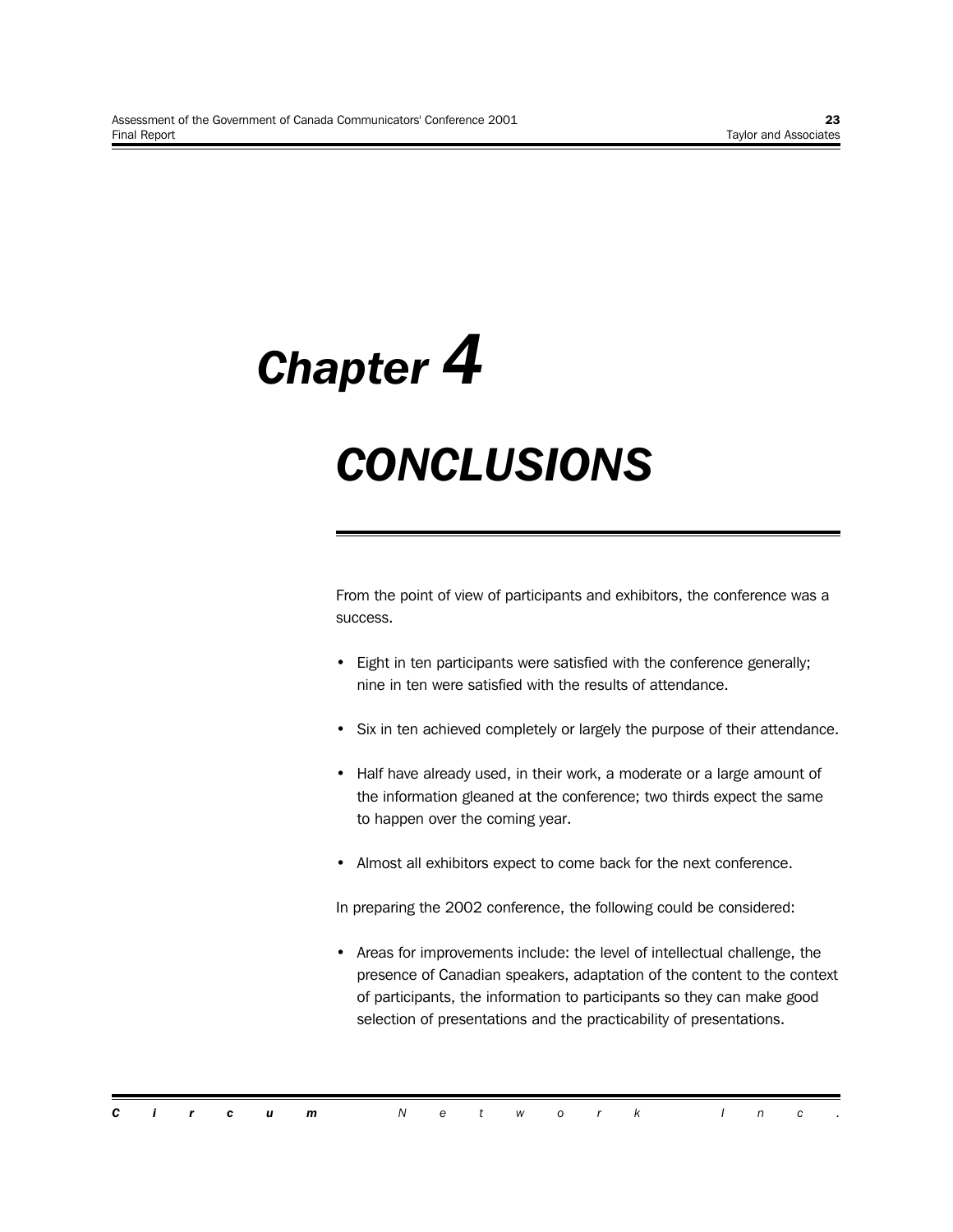# *Chapter 4*

# *CONCLUSIONS*

From the point of view of participants and exhibitors, the conference was a success.

- Eight in ten participants were satisfied with the conference generally; nine in ten were satisfied with the results of attendance.
- Six in ten achieved completely or largely the purpose of their attendance.
- Half have already used, in their work, a moderate or a large amount of the information gleaned at the conference; two thirds expect the same to happen over the coming year.
- Almost all exhibitors expect to come back for the next conference.

In preparing the 2002 conference, the following could be considered:

- Areas for improvements include: the level of intellectual challenge, the presence of Canadian speakers, adaptation of the content to the context of participants, the information to participants so they can make good selection of presentations and the practicability of presentations.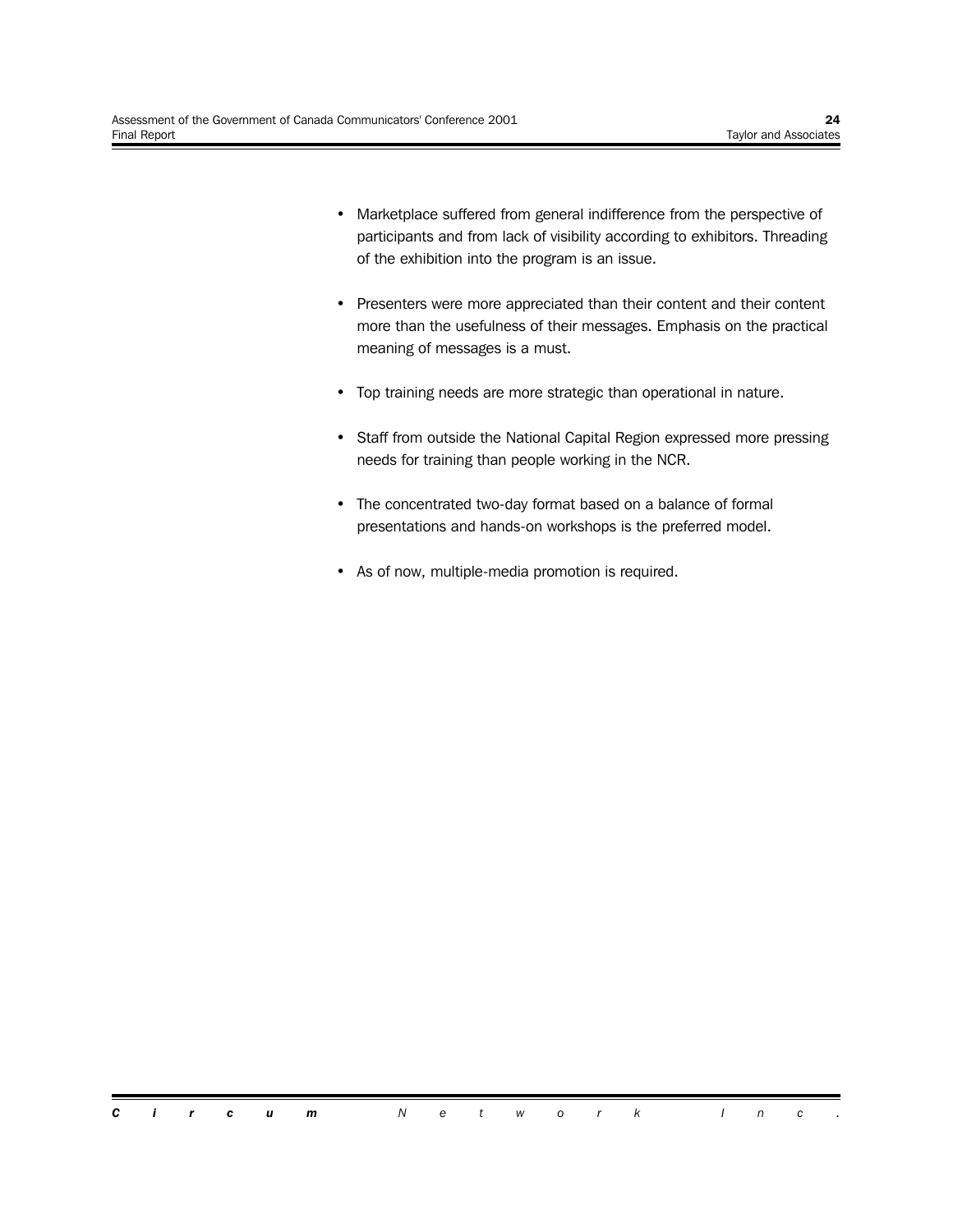- Marketplace suffered from general indifference from the perspective of participants and from lack of visibility according to exhibitors. Threading of the exhibition into the program is an issue.

- Presenters were more appreciated than their content and their content more than the usefulness of their messages. Emphasis on the practical meaning of messages is a must.

- Top training needs are more strategic than operational in nature.

- Staff from outside the National Capital Region expressed more pressing needs for training than people working in the NCR.

- The concentrated two-day format based on a balance of formal presentations and hands-on workshops is the preferred model.

- As of now, multiple-media promotion is required.